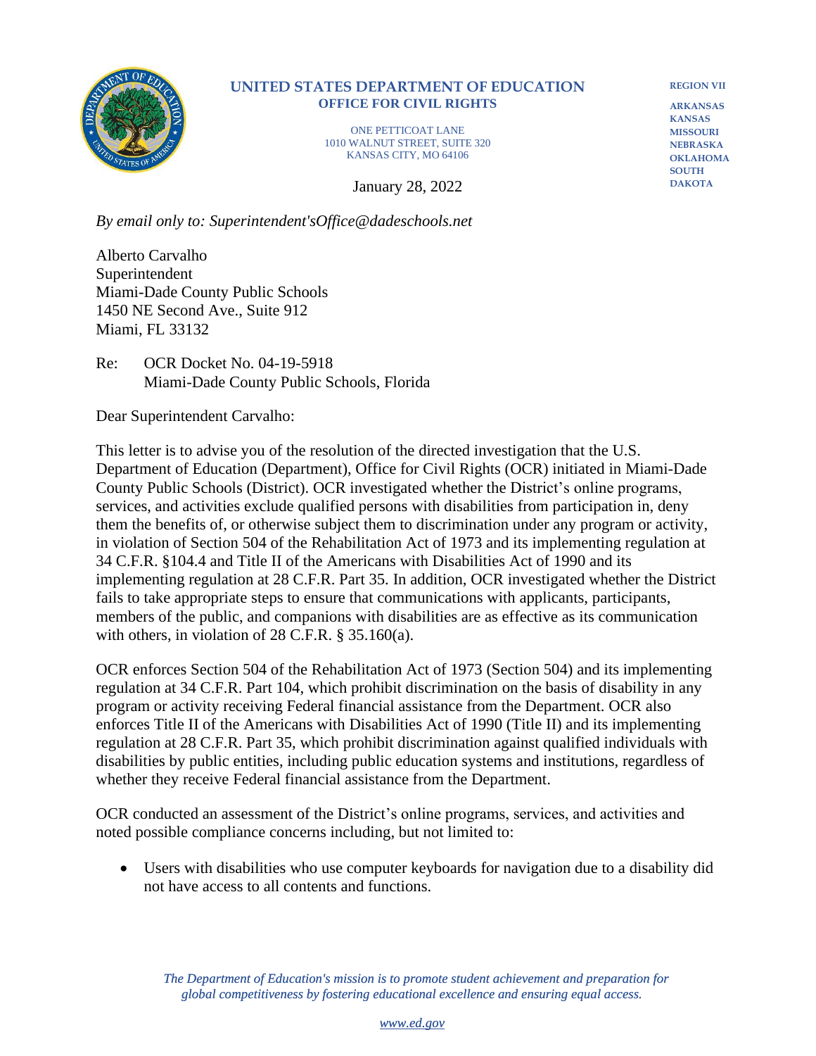**UNITED STATES DEPARTMENT OF EDUCATION**
**OFFICE FOR CIVIL RIGHTS**

ONE PETTICOAT LANE
1010 WALNUT STREET, SUITE 320
KANSAS CITY, MO 64106

**REGION VII**

**ARKANSAS**
**KANSAS**
**MISSOURI**
**NEBRASKA**
**OKLAHOMA**
**SOUTH DAKOTA**

January 28, 2022

*By email only to: Superintendent'sOffice@dadeschools.net*

Alberto Carvalho
Superintendent
Miami-Dade County Public Schools
1450 NE Second Ave., Suite 912
Miami, FL 33132

Re: OCR Docket No. 04-19-5918
Miami-Dade County Public Schools, Florida

Dear Superintendent Carvalho:

This letter is to advise you of the resolution of the directed investigation that the U.S. Department of Education (Department), Office for Civil Rights (OCR) initiated in Miami-Dade County Public Schools (District). OCR investigated whether the District's online programs, services, and activities exclude qualified persons with disabilities from participation in, deny them the benefits of, or otherwise subject them to discrimination under any program or activity, in violation of Section 504 of the Rehabilitation Act of 1973 and its implementing regulation at 34 C.F.R. §104.4 and Title II of the Americans with Disabilities Act of 1990 and its implementing regulation at 28 C.F.R. Part 35. In addition, OCR investigated whether the District fails to take appropriate steps to ensure that communications with applicants, participants, members of the public, and companions with disabilities are as effective as its communication with others, in violation of 28 C.F.R. § 35.160(a).

OCR enforces Section 504 of the Rehabilitation Act of 1973 (Section 504) and its implementing regulation at 34 C.F.R. Part 104, which prohibit discrimination on the basis of disability in any program or activity receiving Federal financial assistance from the Department. OCR also enforces Title II of the Americans with Disabilities Act of 1990 (Title II) and its implementing regulation at 28 C.F.R. Part 35, which prohibit discrimination against qualified individuals with disabilities by public entities, including public education systems and institutions, regardless of whether they receive Federal financial assistance from the Department.

OCR conducted an assessment of the District's online programs, services, and activities and noted possible compliance concerns including, but not limited to:

- Users with disabilities who use computer keyboards for navigation due to a disability did not have access to all contents and functions.

*The Department of Education's mission is to promote student achievement and preparation for global competitiveness by fostering educational excellence and ensuring equal access.*

*www.ed.gov*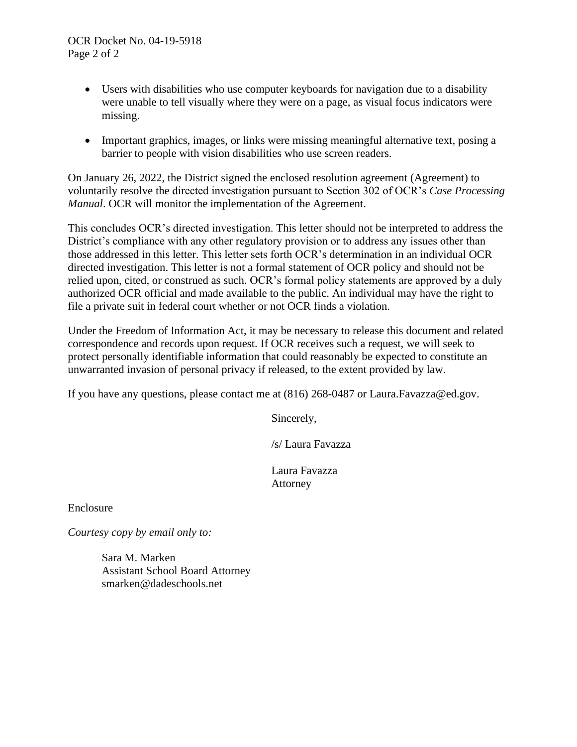- Users with disabilities who use computer keyboards for navigation due to a disability were unable to tell visually where they were on a page, as visual focus indicators were missing.

- Important graphics, images, or links were missing meaningful alternative text, posing a barrier to people with vision disabilities who use screen readers.

On January 26, 2022, the District signed the enclosed resolution agreement (Agreement) to voluntarily resolve the directed investigation pursuant to Section 302 of OCR's *Case Processing Manual*. OCR will monitor the implementation of the Agreement.

This concludes OCR's directed investigation. This letter should not be interpreted to address the District's compliance with any other regulatory provision or to address any issues other than those addressed in this letter. This letter sets forth OCR's determination in an individual OCR directed investigation. This letter is not a formal statement of OCR policy and should not be relied upon, cited, or construed as such. OCR's formal policy statements are approved by a duly authorized OCR official and made available to the public. An individual may have the right to file a private suit in federal court whether or not OCR finds a violation.

Under the Freedom of Information Act, it may be necessary to release this document and related correspondence and records upon request. If OCR receives such a request, we will seek to protect personally identifiable information that could reasonably be expected to constitute an unwarranted invasion of personal privacy if released, to the extent provided by law.

If you have any questions, please contact me at (816) 268-0487 or Laura.Favazza@ed.gov.

Sincerely,

/s/ Laura Favazza

Laura Favazza
Attorney

Enclosure

*Courtesy copy by email only to:*

Sara M. Marken
Assistant School Board Attorney
smarken@dadeschools.net